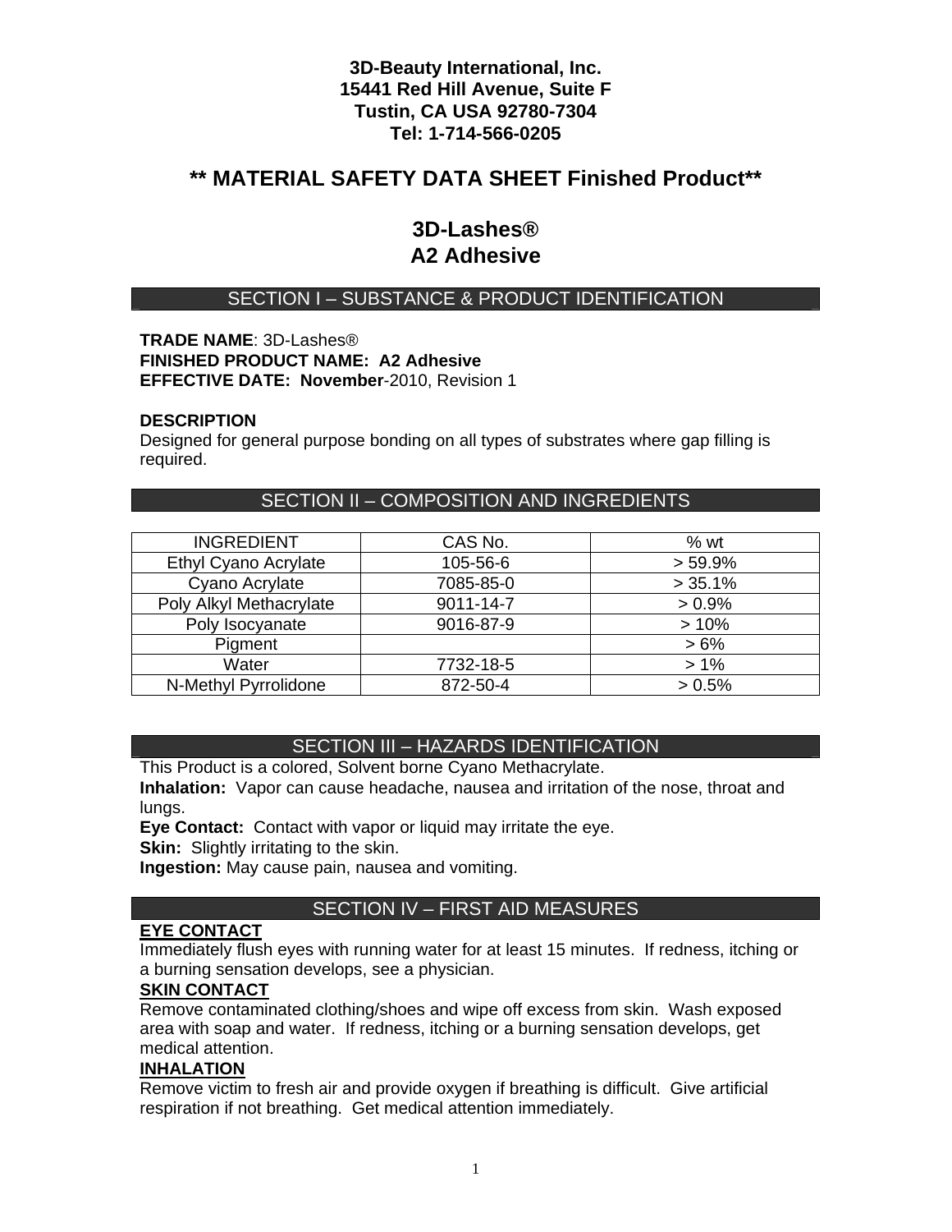**3D-Beauty International, Inc.**
**15441 Red Hill Avenue, Suite F**
**Tustin, CA USA 92780-7304**
**Tel: 1-714-566-0205**

# ** MATERIAL SAFETY DATA SHEET Finished Product**

# 3D-Lashes®
# A2 Adhesive

## SECTION I – SUBSTANCE & PRODUCT IDENTIFICATION

**TRADE NAME**: 3D-Lashes®
**FINISHED PRODUCT NAME: A2 Adhesive**
**EFFECTIVE DATE: November**-2010, Revision 1

**DESCRIPTION**
Designed for general purpose bonding on all types of substrates where gap filling is required.

## SECTION II – COMPOSITION AND INGREDIENTS

| INGREDIENT | CAS No. | % wt |
|---|---|---|
| Ethyl Cyano Acrylate | 105-56-6 | > 59.9% |
| Cyano Acrylate | 7085-85-0 | > 35.1% |
| Poly Alkyl Methacrylate | 9011-14-7 | > 0.9% |
| Poly Isocyanate | 9016-87-9 | > 10% |
| Pigment | | > 6% |
| Water | 7732-18-5 | > 1% |
| N-Methyl Pyrrolidone | 872-50-4 | > 0.5% |

## SECTION III – HAZARDS IDENTIFICATION

This Product is a colored, Solvent borne Cyano Methacrylate.
**Inhalation:** Vapor can cause headache, nausea and irritation of the nose, throat and lungs.
**Eye Contact:** Contact with vapor or liquid may irritate the eye.
**Skin:** Slightly irritating to the skin.
**Ingestion:** May cause pain, nausea and vomiting.

## SECTION IV – FIRST AID MEASURES

**EYE CONTACT**
Immediately flush eyes with running water for at least 15 minutes. If redness, itching or a burning sensation develops, see a physician.

**SKIN CONTACT**
Remove contaminated clothing/shoes and wipe off excess from skin. Wash exposed area with soap and water. If redness, itching or a burning sensation develops, get medical attention.

**INHALATION**
Remove victim to fresh air and provide oxygen if breathing is difficult. Give artificial respiration if not breathing. Get medical attention immediately.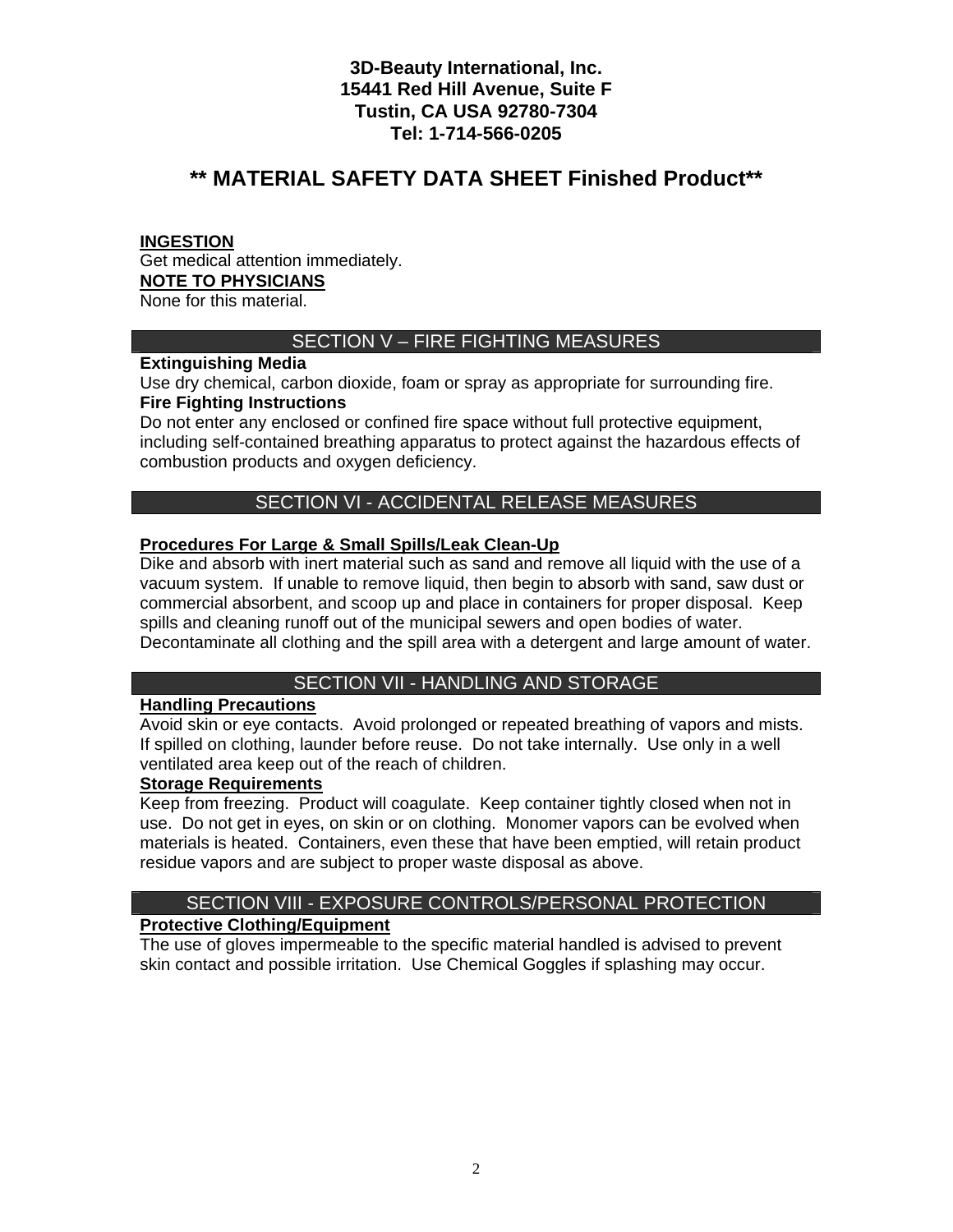**3D-Beauty International, Inc.**
**15441 Red Hill Avenue, Suite F**
**Tustin, CA USA 92780-7304**
**Tel: 1-714-566-0205**

# ** MATERIAL SAFETY DATA SHEET Finished Product**

**INGESTION**
Get medical attention immediately.
**NOTE TO PHYSICIANS**
None for this material.

## SECTION V – FIRE FIGHTING MEASURES

**Extinguishing Media**
Use dry chemical, carbon dioxide, foam or spray as appropriate for surrounding fire.
**Fire Fighting Instructions**
Do not enter any enclosed or confined fire space without full protective equipment, including self-contained breathing apparatus to protect against the hazardous effects of combustion products and oxygen deficiency.

## SECTION VI - ACCIDENTAL RELEASE MEASURES

**Procedures For Large & Small Spills/Leak Clean-Up**
Dike and absorb with inert material such as sand and remove all liquid with the use of a vacuum system. If unable to remove liquid, then begin to absorb with sand, saw dust or commercial absorbent, and scoop up and place in containers for proper disposal. Keep spills and cleaning runoff out of the municipal sewers and open bodies of water. Decontaminate all clothing and the spill area with a detergent and large amount of water.

## SECTION VII - HANDLING AND STORAGE

**Handling Precautions**
Avoid skin or eye contacts. Avoid prolonged or repeated breathing of vapors and mists. If spilled on clothing, launder before reuse. Do not take internally. Use only in a well ventilated area keep out of the reach of children.
**Storage Requirements**
Keep from freezing. Product will coagulate. Keep container tightly closed when not in use. Do not get in eyes, on skin or on clothing. Monomer vapors can be evolved when materials is heated. Containers, even these that have been emptied, will retain product residue vapors and are subject to proper waste disposal as above.

## SECTION VIII - EXPOSURE CONTROLS/PERSONAL PROTECTION

**Protective Clothing/Equipment**
The use of gloves impermeable to the specific material handled is advised to prevent skin contact and possible irritation. Use Chemical Goggles if splashing may occur.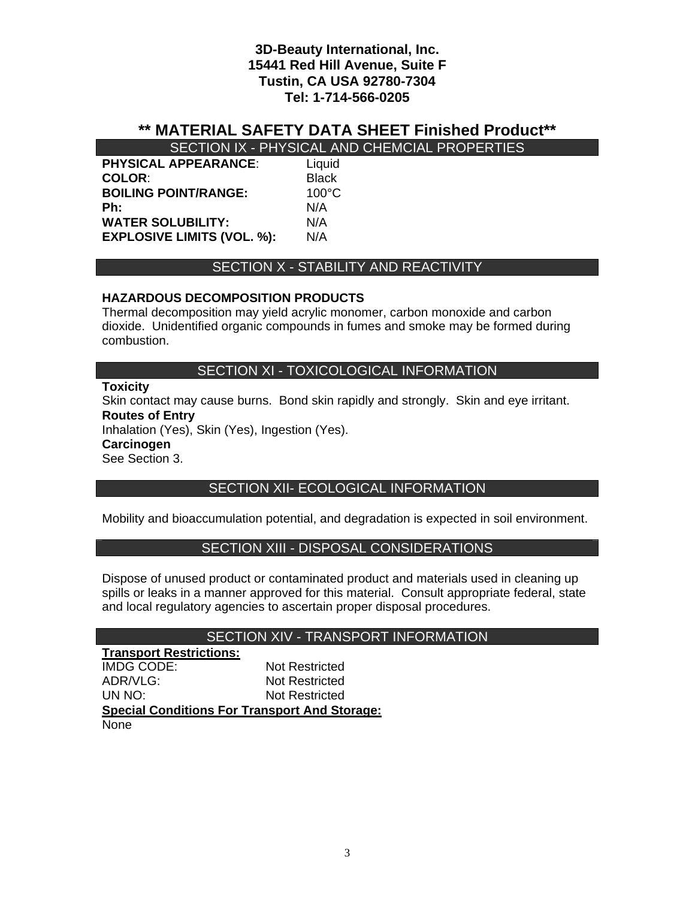**3D-Beauty International, Inc.**
**15441 Red Hill Avenue, Suite F**
**Tustin, CA USA 92780-7304**
**Tel: 1-714-566-0205**

# ** MATERIAL SAFETY DATA SHEET Finished Product**

## SECTION IX - PHYSICAL AND CHEMCIAL PROPERTIES

| | |
|---|---|
| **PHYSICAL APPEARANCE**: | Liquid |
| **COLOR**: | Black |
| **BOILING POINT/RANGE:** | 100°C |
| **Ph:** | N/A |
| **WATER SOLUBILITY:** | N/A |
| **EXPLOSIVE LIMITS (VOL. %):** | N/A |

## SECTION X - STABILITY AND REACTIVITY

**HAZARDOUS DECOMPOSITION PRODUCTS**

Thermal decomposition may yield acrylic monomer, carbon monoxide and carbon dioxide. Unidentified organic compounds in fumes and smoke may be formed during combustion.

## SECTION XI - TOXICOLOGICAL INFORMATION

**Toxicity**

Skin contact may cause burns. Bond skin rapidly and strongly. Skin and eye irritant.

**Routes of Entry**

Inhalation (Yes), Skin (Yes), Ingestion (Yes).

**Carcinogen**

See Section 3.

## SECTION XII- ECOLOGICAL INFORMATION

Mobility and bioaccumulation potential, and degradation is expected in soil environment.

## SECTION XIII - DISPOSAL CONSIDERATIONS

Dispose of unused product or contaminated product and materials used in cleaning up spills or leaks in a manner approved for this material. Consult appropriate federal, state and local regulatory agencies to ascertain proper disposal procedures.

## SECTION XIV - TRANSPORT INFORMATION

**Transport Restrictions:**

| | |
|---|---|
| IMDG CODE: | Not Restricted |
| ADR/VLG: | Not Restricted |
| UN NO: | Not Restricted |

**Special Conditions For Transport And Storage:**

None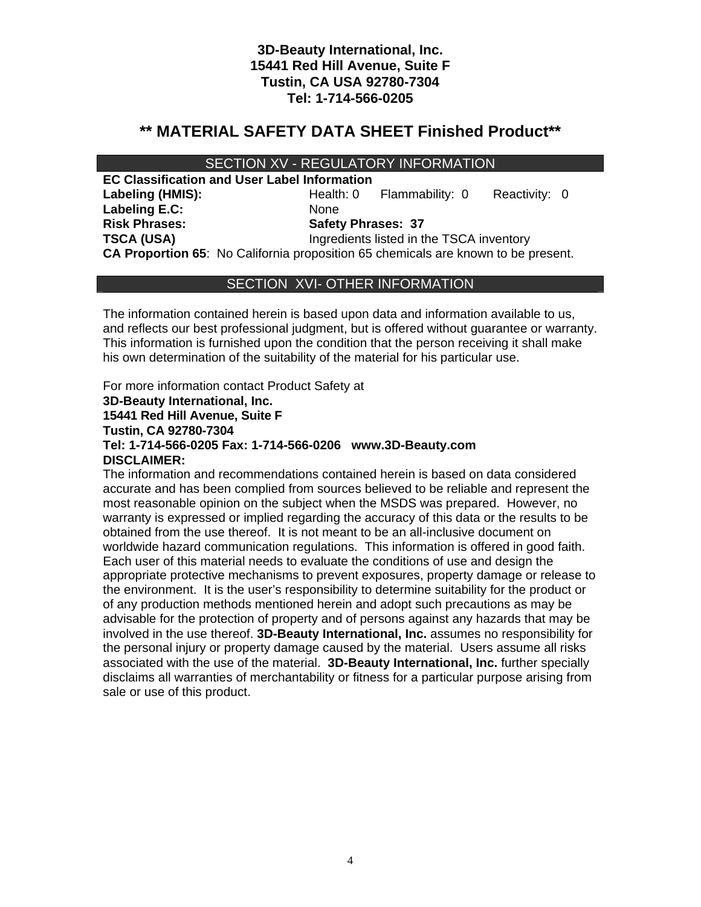**3D-Beauty International, Inc.**
**15441 Red Hill Avenue, Suite F**
**Tustin, CA USA 92780-7304**
**Tel: 1-714-566-0205**

## ** MATERIAL SAFETY DATA SHEET Finished Product**

### SECTION XV - REGULATORY INFORMATION

**EC Classification and User Label Information**

| | | | |
|---|---|---|---|
| **Labeling (HMIS):** | Health: 0 | Flammability: 0 | Reactivity: 0 |
| **Labeling E.C:** | None | | |
| **Risk Phrases:** | **Safety Phrases: 37** | | |
| **TSCA (USA)** | Ingredients listed in the TSCA inventory | | |

**CA Proportion 65**: No California proposition 65 chemicals are known to be present.

### SECTION XVI- OTHER INFORMATION

The information contained herein is based upon data and information available to us, and reflects our best professional judgment, but is offered without guarantee or warranty. This information is furnished upon the condition that the person receiving it shall make his own determination of the suitability of the material for his particular use.

For more information contact Product Safety at
**3D-Beauty International, Inc.**
**15441 Red Hill Avenue, Suite F**
**Tustin, CA 92780-7304**
**Tel: 1-714-566-0205 Fax: 1-714-566-0206 www.3D-Beauty.com**
**DISCLAIMER:**
The information and recommendations contained herein is based on data considered accurate and has been complied from sources believed to be reliable and represent the most reasonable opinion on the subject when the MSDS was prepared. However, no warranty is expressed or implied regarding the accuracy of this data or the results to be obtained from the use thereof. It is not meant to be an all-inclusive document on worldwide hazard communication regulations. This information is offered in good faith. Each user of this material needs to evaluate the conditions of use and design the appropriate protective mechanisms to prevent exposures, property damage or release to the environment. It is the user's responsibility to determine suitability for the product or of any production methods mentioned herein and adopt such precautions as may be advisable for the protection of property and of persons against any hazards that may be involved in the use thereof. **3D-Beauty International, Inc.** assumes no responsibility for the personal injury or property damage caused by the material. Users assume all risks associated with the use of the material. **3D-Beauty International, Inc.** further specially disclaims all warranties of merchantability or fitness for a particular purpose arising from sale or use of this product.